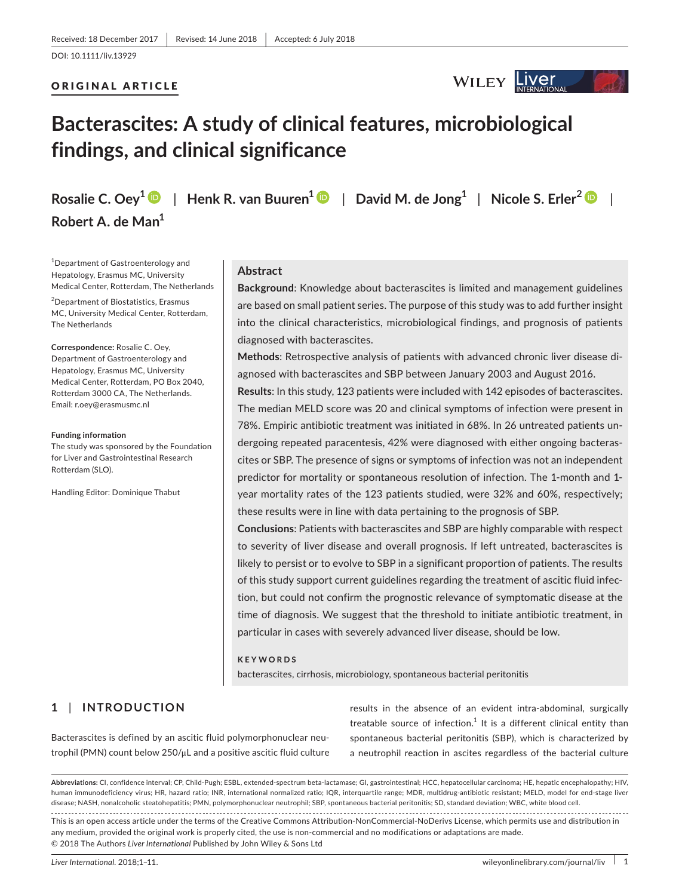Received: 18 December 2017 | Revised: 14 June 2018 | Accepted: 6 July 2018

DOI: 10.1111/liv.13929

ORIGINAL ARTICLE

# Bacterascites: A study of clinical features, microbiological findings, and clinical significance

**Rosalie C. Oey**[1] | **Henk R. van Buuren**[1] | **David M. de Jong**[1] | **Nicole S. Erler**[2] | **Robert A. de Man**[1]

[1]Department of Gastroenterology and Hepatology, Erasmus MC, University Medical Center, Rotterdam, The Netherlands

[2]Department of Biostatistics, Erasmus MC, University Medical Center, Rotterdam, The Netherlands

**Correspondence:** Rosalie C. Oey, Department of Gastroenterology and Hepatology, Erasmus MC, University Medical Center, Rotterdam, PO Box 2040, Rotterdam 3000 CA, The Netherlands. Email: r.oey@erasmusmc.nl

**Funding information**
The study was sponsored by the Foundation for Liver and Gastrointestinal Research Rotterdam (SLO).

Handling Editor: Dominique Thabut

## Abstract

**Background**: Knowledge about bacterascites is limited and management guidelines are based on small patient series. The purpose of this study was to add further insight into the clinical characteristics, microbiological findings, and prognosis of patients diagnosed with bacterascites.

**Methods**: Retrospective analysis of patients with advanced chronic liver disease diagnosed with bacterascites and SBP between January 2003 and August 2016.

**Results**: In this study, 123 patients were included with 142 episodes of bacterascites. The median MELD score was 20 and clinical symptoms of infection were present in 78%. Empiric antibiotic treatment was initiated in 68%. In 26 untreated patients undergoing repeated paracentesis, 42% were diagnosed with either ongoing bacterascites or SBP. The presence of signs or symptoms of infection was not an independent predictor for mortality or spontaneous resolution of infection. The 1-month and 1-year mortality rates of the 123 patients studied, were 32% and 60%, respectively; these results were in line with data pertaining to the prognosis of SBP.

**Conclusions**: Patients with bacterascites and SBP are highly comparable with respect to severity of liver disease and overall prognosis. If left untreated, bacterascites is likely to persist or to evolve to SBP in a significant proportion of patients. The results of this study support current guidelines regarding the treatment of ascitic fluid infection, but could not confirm the prognostic relevance of symptomatic disease at the time of diagnosis. We suggest that the threshold to initiate antibiotic treatment, in particular in cases with severely advanced liver disease, should be low.

**KEYWORDS**

bacterascites, cirrhosis, microbiology, spontaneous bacterial peritonitis

## 1 | INTRODUCTION

Bacterascites is defined by an ascitic fluid polymorphonuclear neutrophil (PMN) count below 250/μL and a positive ascitic fluid culture results in the absence of an evident intra-abdominal, surgically treatable source of infection.[1] It is a different clinical entity than spontaneous bacterial peritonitis (SBP), which is characterized by a neutrophil reaction in ascites regardless of the bacterial culture

**Abbreviations:** CI, confidence interval; CP, Child-Pugh; ESBL, extended-spectrum beta-lactamase; GI, gastrointestinal; HCC, hepatocellular carcinoma; HE, hepatic encephalopathy; HIV, human immunodeficiency virus; HR, hazard ratio; INR, international normalized ratio; IQR, interquartile range; MDR, multidrug-antibiotic resistant; MELD, model for end-stage liver disease; NASH, nonalcoholic steatohepatitis; PMN, polymorphonuclear neutrophil; SBP, spontaneous bacterial peritonitis; SD, standard deviation; WBC, white blood cell.

This is an open access article under the terms of the Creative Commons Attribution-NonCommercial-NoDerivs License, which permits use and distribution in any medium, provided the original work is properly cited, the use is non-commercial and no modifications or adaptations are made.
© 2018 The Authors *Liver International* Published by John Wiley & Sons Ltd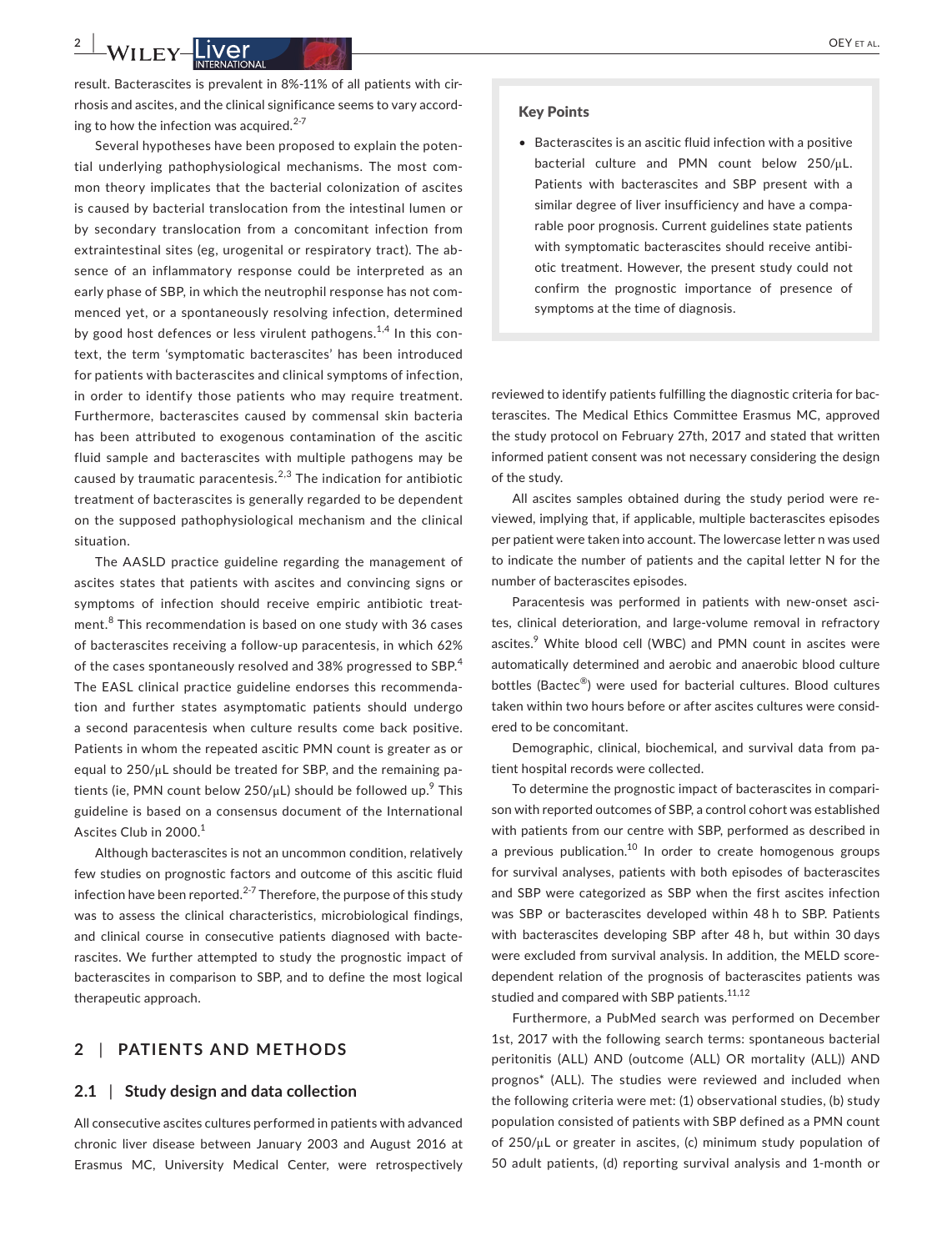result. Bacterascites is prevalent in 8%-11% of all patients with cirrhosis and ascites, and the clinical significance seems to vary according to how the infection was acquired.[2-7]

Several hypotheses have been proposed to explain the potential underlying pathophysiological mechanisms. The most common theory implicates that the bacterial colonization of ascites is caused by bacterial translocation from the intestinal lumen or by secondary translocation from a concomitant infection from extraintestinal sites (eg, urogenital or respiratory tract). The absence of an inflammatory response could be interpreted as an early phase of SBP, in which the neutrophil response has not commenced yet, or a spontaneously resolving infection, determined by good host defences or less virulent pathogens.[1,4] In this context, the term 'symptomatic bacterascites' has been introduced for patients with bacterascites and clinical symptoms of infection, in order to identify those patients who may require treatment. Furthermore, bacterascites caused by commensal skin bacteria has been attributed to exogenous contamination of the ascitic fluid sample and bacterascites with multiple pathogens may be caused by traumatic paracentesis.[2,3] The indication for antibiotic treatment of bacterascites is generally regarded to be dependent on the supposed pathophysiological mechanism and the clinical situation.

The AASLD practice guideline regarding the management of ascites states that patients with ascites and convincing signs or symptoms of infection should receive empiric antibiotic treatment.[8] This recommendation is based on one study with 36 cases of bacterascites receiving a follow-up paracentesis, in which 62% of the cases spontaneously resolved and 38% progressed to SBP.[4] The EASL clinical practice guideline endorses this recommendation and further states asymptomatic patients should undergo a second paracentesis when culture results come back positive. Patients in whom the repeated ascitic PMN count is greater as or equal to 250/μL should be treated for SBP, and the remaining patients (ie, PMN count below 250/μL) should be followed up.[9] This guideline is based on a consensus document of the International Ascites Club in 2000.[1]

Although bacterascites is not an uncommon condition, relatively few studies on prognostic factors and outcome of this ascitic fluid infection have been reported.[2-7] Therefore, the purpose of this study was to assess the clinical characteristics, microbiological findings, and clinical course in consecutive patients diagnosed with bacterascites. We further attempted to study the prognostic impact of bacterascites in comparison to SBP, and to define the most logical therapeutic approach.

> **Key Points**
>
> - Bacterascites is an ascitic fluid infection with a positive bacterial culture and PMN count below 250/μL. Patients with bacterascites and SBP present with a similar degree of liver insufficiency and have a comparable poor prognosis. Current guidelines state patients with symptomatic bacterascites should receive antibiotic treatment. However, the present study could not confirm the prognostic importance of presence of symptoms at the time of diagnosis.

## 2 | PATIENTS AND METHODS

### 2.1 | Study design and data collection

All consecutive ascites cultures performed in patients with advanced chronic liver disease between January 2003 and August 2016 at Erasmus MC, University Medical Center, were retrospectively reviewed to identify patients fulfilling the diagnostic criteria for bacterascites. The Medical Ethics Committee Erasmus MC, approved the study protocol on February 27th, 2017 and stated that written informed patient consent was not necessary considering the design of the study.

All ascites samples obtained during the study period were reviewed, implying that, if applicable, multiple bacterascites episodes per patient were taken into account. The lowercase letter n was used to indicate the number of patients and the capital letter N for the number of bacterascites episodes.

Paracentesis was performed in patients with new-onset ascites, clinical deterioration, and large-volume removal in refractory ascites.[9] White blood cell (WBC) and PMN count in ascites were automatically determined and aerobic and anaerobic blood culture bottles (Bactec®) were used for bacterial cultures. Blood cultures taken within two hours before or after ascites cultures were considered to be concomitant.

Demographic, clinical, biochemical, and survival data from patient hospital records were collected.

To determine the prognostic impact of bacterascites in comparison with reported outcomes of SBP, a control cohort was established with patients from our centre with SBP, performed as described in a previous publication.[10] In order to create homogenous groups for survival analyses, patients with both episodes of bacterascites and SBP were categorized as SBP when the first ascites infection was SBP or bacterascites developed within 48 h to SBP. Patients with bacterascites developing SBP after 48 h, but within 30 days were excluded from survival analysis. In addition, the MELD score-dependent relation of the prognosis of bacterascites patients was studied and compared with SBP patients.[11,12]

Furthermore, a PubMed search was performed on December 1st, 2017 with the following search terms: spontaneous bacterial peritonitis (ALL) AND (outcome (ALL) OR mortality (ALL)) AND prognos* (ALL). The studies were reviewed and included when the following criteria were met: (1) observational studies, (b) study population consisted of patients with SBP defined as a PMN count of 250/μL or greater in ascites, (c) minimum study population of 50 adult patients, (d) reporting survival analysis and 1-month or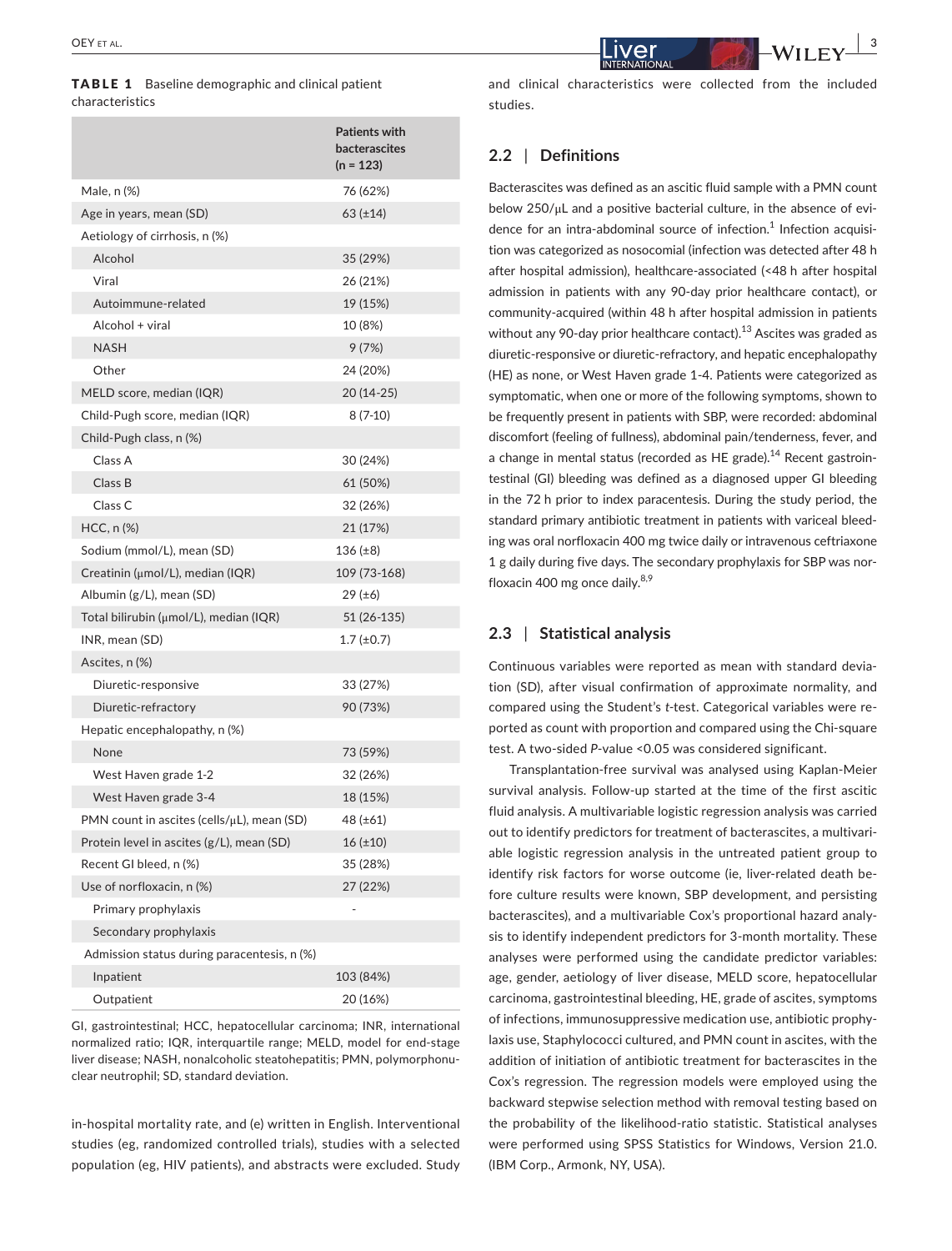**TABLE 1** Baseline demographic and clinical patient characteristics

| | Patients with bacterascites (n = 123) |
|---|---|
| Male, n (%) | 76 (62%) |
| Age in years, mean (SD) | 63 (±14) |
| Aetiology of cirrhosis, n (%) | |
| Alcohol | 35 (29%) |
| Viral | 26 (21%) |
| Autoimmune-related | 19 (15%) |
| Alcohol + viral | 10 (8%) |
| NASH | 9 (7%) |
| Other | 24 (20%) |
| MELD score, median (IQR) | 20 (14-25) |
| Child-Pugh score, median (IQR) | 8 (7-10) |
| Child-Pugh class, n (%) | |
| Class A | 30 (24%) |
| Class B | 61 (50%) |
| Class C | 32 (26%) |
| HCC, n (%) | 21 (17%) |
| Sodium (mmol/L), mean (SD) | 136 (±8) |
| Creatinin (μmol/L), median (IQR) | 109 (73-168) |
| Albumin (g/L), mean (SD) | 29 (±6) |
| Total bilirubin (μmol/L), median (IQR) | 51 (26-135) |
| INR, mean (SD) | 1.7 (±0.7) |
| Ascites, n (%) | |
| Diuretic-responsive | 33 (27%) |
| Diuretic-refractory | 90 (73%) |
| Hepatic encephalopathy, n (%) | |
| None | 73 (59%) |
| West Haven grade 1-2 | 32 (26%) |
| West Haven grade 3-4 | 18 (15%) |
| PMN count in ascites (cells/μL), mean (SD) | 48 (±61) |
| Protein level in ascites (g/L), mean (SD) | 16 (±10) |
| Recent GI bleed, n (%) | 35 (28%) |
| Use of norfloxacin, n (%) | 27 (22%) |
| Primary prophylaxis | - |
| Secondary prophylaxis | |
| Admission status during paracentesis, n (%) | |
| Inpatient | 103 (84%) |
| Outpatient | 20 (16%) |

GI, gastrointestinal; HCC, hepatocellular carcinoma; INR, international normalized ratio; IQR, interquartile range; MELD, model for end-stage liver disease; NASH, nonalcoholic steatohepatitis; PMN, polymorphonuclear neutrophil; SD, standard deviation.

in-hospital mortality rate, and (e) written in English. Interventional studies (eg, randomized controlled trials), studies with a selected population (eg, HIV patients), and abstracts were excluded. Study and clinical characteristics were collected from the included studies.

## 2.2 | Definitions

Bacterascites was defined as an ascitic fluid sample with a PMN count below 250/μL and a positive bacterial culture, in the absence of evidence for an intra-abdominal source of infection.[1] Infection acquisition was categorized as nosocomial (infection was detected after 48 h after hospital admission), healthcare-associated (<48 h after hospital admission in patients with any 90-day prior healthcare contact), or community-acquired (within 48 h after hospital admission in patients without any 90-day prior healthcare contact).[13] Ascites was graded as diuretic-responsive or diuretic-refractory, and hepatic encephalopathy (HE) as none, or West Haven grade 1-4. Patients were categorized as symptomatic, when one or more of the following symptoms, shown to be frequently present in patients with SBP, were recorded: abdominal discomfort (feeling of fullness), abdominal pain/tenderness, fever, and a change in mental status (recorded as HE grade).[14] Recent gastrointestinal (GI) bleeding was defined as a diagnosed upper GI bleeding in the 72 h prior to index paracentesis. During the study period, the standard primary antibiotic treatment in patients with variceal bleeding was oral norfloxacin 400 mg twice daily or intravenous ceftriaxone 1 g daily during five days. The secondary prophylaxis for SBP was norfloxacin 400 mg once daily.[8,9]

## 2.3 | Statistical analysis

Continuous variables were reported as mean with standard deviation (SD), after visual confirmation of approximate normality, and compared using the Student's *t*-test. Categorical variables were reported as count with proportion and compared using the Chi-square test. A two-sided *P*-value <0.05 was considered significant.

Transplantation-free survival was analysed using Kaplan-Meier survival analysis. Follow-up started at the time of the first ascitic fluid analysis. A multivariable logistic regression analysis was carried out to identify predictors for treatment of bacterascites, a multivariable logistic regression analysis in the untreated patient group to identify risk factors for worse outcome (ie, liver-related death before culture results were known, SBP development, and persisting bacterascites), and a multivariable Cox's proportional hazard analysis to identify independent predictors for 3-month mortality. These analyses were performed using the candidate predictor variables: age, gender, aetiology of liver disease, MELD score, hepatocellular carcinoma, gastrointestinal bleeding, HE, grade of ascites, symptoms of infections, immunosuppressive medication use, antibiotic prophylaxis use, Staphylococci cultured, and PMN count in ascites, with the addition of initiation of antibiotic treatment for bacterascites in the Cox's regression. The regression models were employed using the backward stepwise selection method with removal testing based on the probability of the likelihood-ratio statistic. Statistical analyses were performed using SPSS Statistics for Windows, Version 21.0. (IBM Corp., Armonk, NY, USA).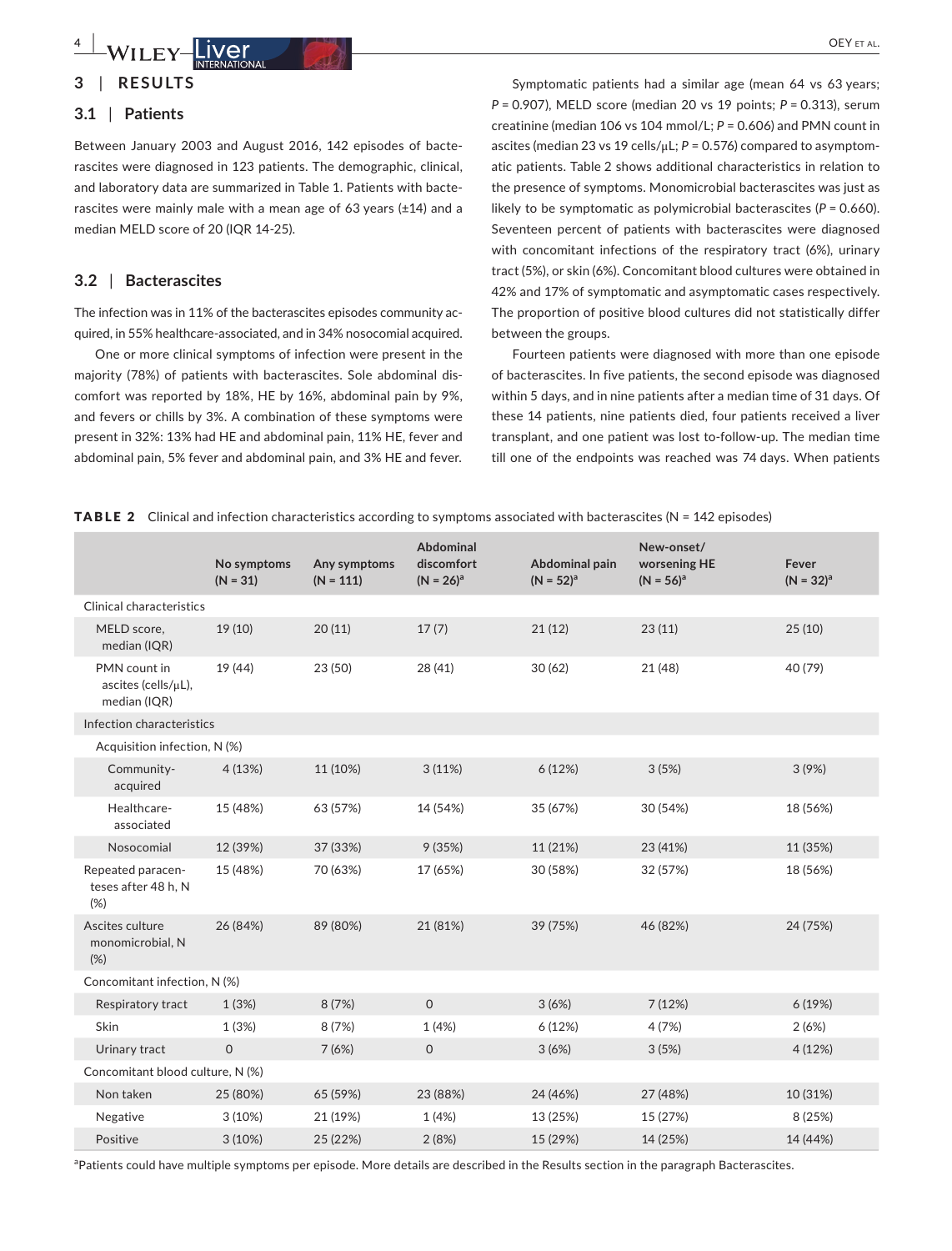## 3 | RESULTS

### 3.1 | Patients

Between January 2003 and August 2016, 142 episodes of bacterascites were diagnosed in 123 patients. The demographic, clinical, and laboratory data are summarized in Table 1. Patients with bacterascites were mainly male with a mean age of 63 years (±14) and a median MELD score of 20 (IQR 14-25).

### 3.2 | Bacterascites

The infection was in 11% of the bacterascites episodes community acquired, in 55% healthcare-associated, and in 34% nosocomial acquired.

One or more clinical symptoms of infection were present in the majority (78%) of patients with bacterascites. Sole abdominal discomfort was reported by 18%, HE by 16%, abdominal pain by 9%, and fevers or chills by 3%. A combination of these symptoms were present in 32%: 13% had HE and abdominal pain, 11% HE, fever and abdominal pain, 5% fever and abdominal pain, and 3% HE and fever.

Symptomatic patients had a similar age (mean 64 vs 63 years; $P = 0.907$), MELD score (median 20 vs 19 points; $P = 0.313$), serum creatinine (median 106 vs 104 mmol/L; $P = 0.606$) and PMN count in ascites (median 23 vs 19 cells/μL; $P = 0.576$) compared to asymptomatic patients. Table 2 shows additional characteristics in relation to the presence of symptoms. Monomicrobial bacterascites was just as likely to be symptomatic as polymicrobial bacterascites ($P = 0.660$). Seventeen percent of patients with bacterascites were diagnosed with concomitant infections of the respiratory tract (6%), urinary tract (5%), or skin (6%). Concomitant blood cultures were obtained in 42% and 17% of symptomatic and asymptomatic cases respectively. The proportion of positive blood cultures did not statistically differ between the groups.

Fourteen patients were diagnosed with more than one episode of bacterascites. In five patients, the second episode was diagnosed within 5 days, and in nine patients after a median time of 31 days. Of these 14 patients, nine patients died, four patients received a liver transplant, and one patient was lost to-follow-up. The median time till one of the endpoints was reached was 74 days. When patients

**TABLE 2** Clinical and infection characteristics according to symptoms associated with bacterascites (N = 142 episodes)

| | No symptoms (N = 31) | Any symptoms (N = 111) | Abdominal discomfort (N = 26)[a] | Abdominal pain (N = 52)[a] | New-onset/ worsening HE (N = 56)[a] | Fever (N = 32)[a] |
|---|---|---|---|---|---|---|
| Clinical characteristics | | | | | | |
| MELD score, median (IQR) | 19 (10) | 20 (11) | 17 (7) | 21 (12) | 23 (11) | 25 (10) |
| PMN count in ascites (cells/μL), median (IQR) | 19 (44) | 23 (50) | 28 (41) | 30 (62) | 21 (48) | 40 (79) |
| Infection characteristics | | | | | | |
| Acquisition infection, N (%) | | | | | | |
| Community-acquired | 4 (13%) | 11 (10%) | 3 (11%) | 6 (12%) | 3 (5%) | 3 (9%) |
| Healthcare-associated | 15 (48%) | 63 (57%) | 14 (54%) | 35 (67%) | 30 (54%) | 18 (56%) |
| Nosocomial | 12 (39%) | 37 (33%) | 9 (35%) | 11 (21%) | 23 (41%) | 11 (35%) |
| Repeated paracenteses after 48 h, N (%) | 15 (48%) | 70 (63%) | 17 (65%) | 30 (58%) | 32 (57%) | 18 (56%) |
| Ascites culture monomicrobial, N (%) | 26 (84%) | 89 (80%) | 21 (81%) | 39 (75%) | 46 (82%) | 24 (75%) |
| Concomitant infection, N (%) | | | | | | |
| Respiratory tract | 1 (3%) | 8 (7%) | 0 | 3 (6%) | 7 (12%) | 6 (19%) |
| Skin | 1 (3%) | 8 (7%) | 1 (4%) | 6 (12%) | 4 (7%) | 2 (6%) |
| Urinary tract | 0 | 7 (6%) | 0 | 3 (6%) | 3 (5%) | 4 (12%) |
| Concomitant blood culture, N (%) | | | | | | |
| Non taken | 25 (80%) | 65 (59%) | 23 (88%) | 24 (46%) | 27 (48%) | 10 (31%) |
| Negative | 3 (10%) | 21 (19%) | 1 (4%) | 13 (25%) | 15 (27%) | 8 (25%) |
| Positive | 3 (10%) | 25 (22%) | 2 (8%) | 15 (29%) | 14 (25%) | 14 (44%) |

[a]Patients could have multiple symptoms per episode. More details are described in the Results section in the paragraph Bacterascites.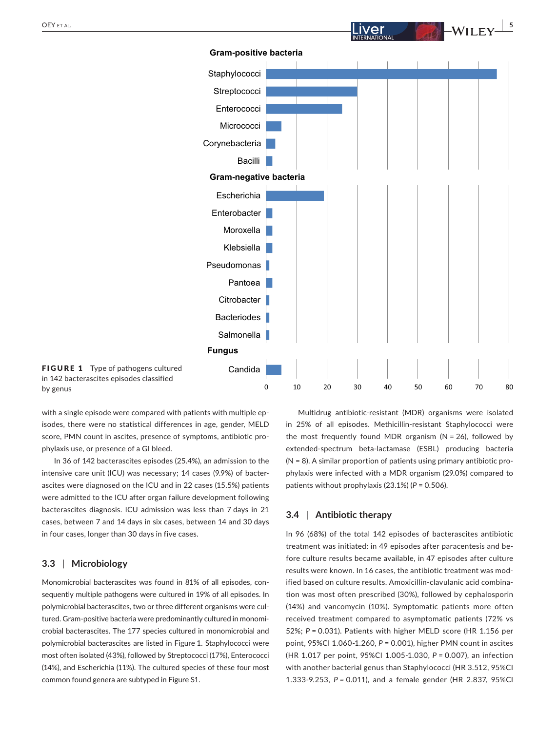**FIGURE 1** Type of pathogens cultured in 142 bacterascites episodes classified by genus

with a single episode were compared with patients with multiple episodes, there were no statistical differences in age, gender, MELD score, PMN count in ascites, presence of symptoms, antibiotic prophylaxis use, or presence of a GI bleed.

In 36 of 142 bacterascites episodes (25.4%), an admission to the intensive care unit (ICU) was necessary; 14 cases (9.9%) of bacterascites were diagnosed on the ICU and in 22 cases (15.5%) patients were admitted to the ICU after organ failure development following bacterascites diagnosis. ICU admission was less than 7 days in 21 cases, between 7 and 14 days in six cases, between 14 and 30 days in four cases, longer than 30 days in five cases.

### 3.3 | Microbiology

Monomicrobial bacterascites was found in 81% of all episodes, consequently multiple pathogens were cultured in 19% of all episodes. In polymicrobial bacterascites, two or three different organisms were cultured. Gram-positive bacteria were predominantly cultured in monomicrobial bacterascites. The 177 species cultured in monomicrobial and polymicrobial bacterascites are listed in Figure 1. Staphylococci were most often isolated (43%), followed by Streptococci (17%), Enterococci (14%), and Escherichia (11%). The cultured species of these four most common found genera are subtyped in Figure S1.

Multidrug antibiotic-resistant (MDR) organisms were isolated in 25% of all episodes. Methicillin-resistant Staphylococci were the most frequently found MDR organism (N = 26), followed by extended-spectrum beta-lactamase (ESBL) producing bacteria (N = 8). A similar proportion of patients using primary antibiotic prophylaxis were infected with a MDR organism (29.0%) compared to patients without prophylaxis (23.1%) ($P = 0.506$).

### 3.4 | Antibiotic therapy

In 96 (68%) of the total 142 episodes of bacterascites antibiotic treatment was initiated: in 49 episodes after paracentesis and before culture results became available, in 47 episodes after culture results were known. In 16 cases, the antibiotic treatment was modified based on culture results. Amoxicillin-clavulanic acid combination was most often prescribed (30%), followed by cephalosporin (14%) and vancomycin (10%). Symptomatic patients more often received treatment compared to asymptomatic patients (72% vs 52%; $P = 0.031$). Patients with higher MELD score (HR 1.156 per point, 95%CI 1.060-1.260, $P = 0.001$), higher PMN count in ascites (HR 1.017 per point, 95%CI 1.005-1.030, $P = 0.007$), an infection with another bacterial genus than Staphylococci (HR 3.512, 95%CI 1.333-9.253, $P = 0.011$), and a female gender (HR 2.837, 95%CI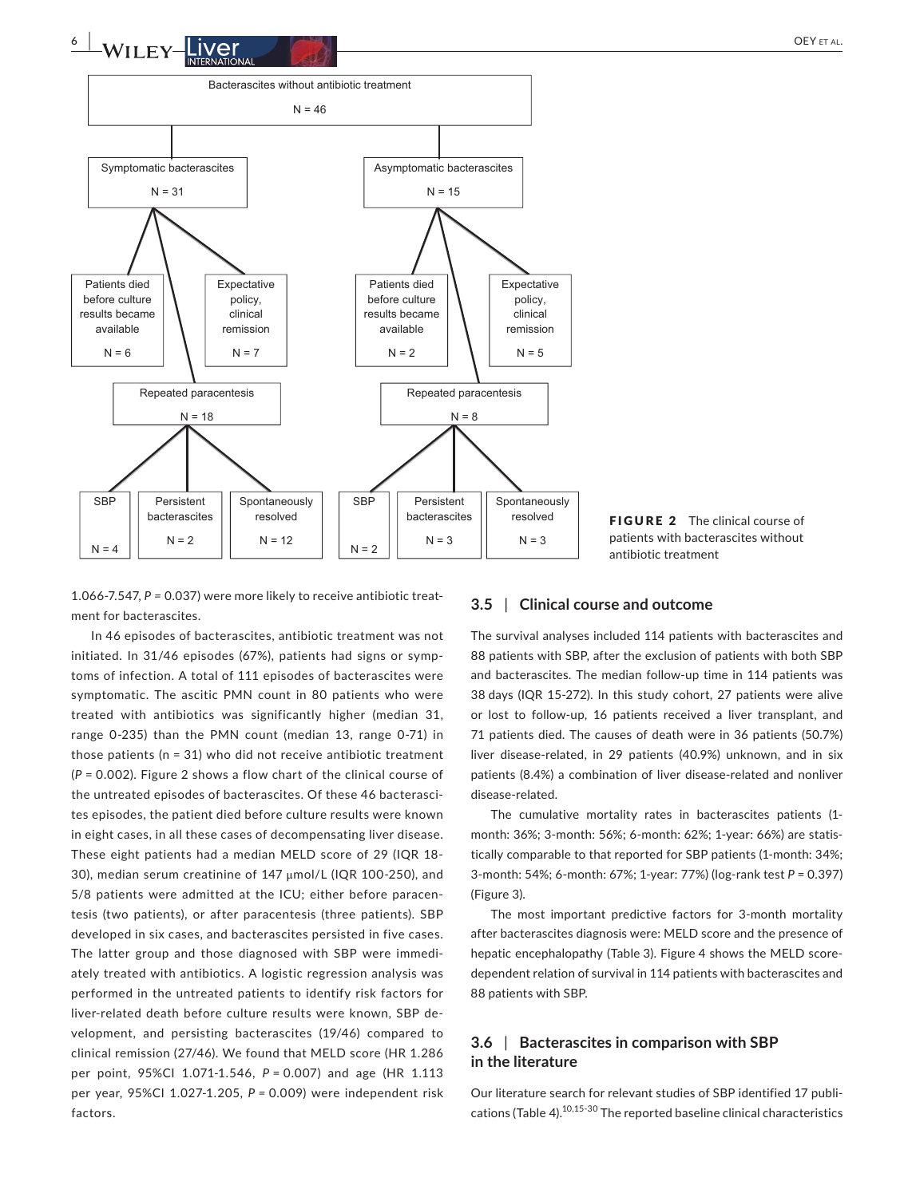Bacterascites without antibiotic treatment
N = 46

- Symptomatic bacterascites N = 31
  - Patients died before culture results became available N = 6
  - Expectative policy, clinical remission N = 7
  - Repeated paracentesis N = 18
    - SBP N = 4
    - Persistent bacterascites N = 2
    - Spontaneously resolved N = 12
- Asymptomatic bacterascites N = 15
  - Patients died before culture results became available N = 2
  - Expectative policy, clinical remission N = 5
  - Repeated paracentesis N = 8
    - SBP N = 2
    - Persistent bacterascites N = 3
    - Spontaneously resolved N = 3

**FIGURE 2** The clinical course of patients with bacterascites without antibiotic treatment

1.066-7.547, $P = 0.037$) were more likely to receive antibiotic treatment for bacterascites.

In 46 episodes of bacterascites, antibiotic treatment was not initiated. In 31/46 episodes (67%), patients had signs or symptoms of infection. A total of 111 episodes of bacterascites were symptomatic. The ascitic PMN count in 80 patients who were treated with antibiotics was significantly higher (median 31, range 0-235) than the PMN count (median 13, range 0-71) in those patients (n = 31) who did not receive antibiotic treatment ($P = 0.002$). Figure 2 shows a flow chart of the clinical course of the untreated episodes of bacterascites. Of these 46 bacterascites episodes, the patient died before culture results were known in eight cases, in all these cases of decompensating liver disease. These eight patients had a median MELD score of 29 (IQR 18-30), median serum creatinine of 147 μmol/L (IQR 100-250), and 5/8 patients were admitted at the ICU; either before paracentesis (two patients), or after paracentesis (three patients). SBP developed in six cases, and bacterascites persisted in five cases. The latter group and those diagnosed with SBP were immediately treated with antibiotics. A logistic regression analysis was performed in the untreated patients to identify risk factors for liver-related death before culture results were known, SBP development, and persisting bacterascites (19/46) compared to clinical remission (27/46). We found that MELD score (HR 1.286 per point, 95%CI 1.071-1.546, $P = 0.007$) and age (HR 1.113 per year, 95%CI 1.027-1.205, $P = 0.009$) were independent risk factors.

## 3.5 | Clinical course and outcome

The survival analyses included 114 patients with bacterascites and 88 patients with SBP, after the exclusion of patients with both SBP and bacterascites. The median follow-up time in 114 patients was 38 days (IQR 15-272). In this study cohort, 27 patients were alive or lost to follow-up, 16 patients received a liver transplant, and 71 patients died. The causes of death were in 36 patients (50.7%) liver disease-related, in 29 patients (40.9%) unknown, and in six patients (8.4%) a combination of liver disease-related and nonliver disease-related.

The cumulative mortality rates in bacterascites patients (1-month: 36%; 3-month: 56%; 6-month: 62%; 1-year: 66%) are statistically comparable to that reported for SBP patients (1-month: 34%; 3-month: 54%; 6-month: 67%; 1-year: 77%) (log-rank test $P = 0.397$) (Figure 3).

The most important predictive factors for 3-month mortality after bacterascites diagnosis were: MELD score and the presence of hepatic encephalopathy (Table 3). Figure 4 shows the MELD score-dependent relation of survival in 114 patients with bacterascites and 88 patients with SBP.

## 3.6 | Bacterascites in comparison with SBP in the literature

Our literature search for relevant studies of SBP identified 17 publications (Table 4).[10,15-30] The reported baseline clinical characteristics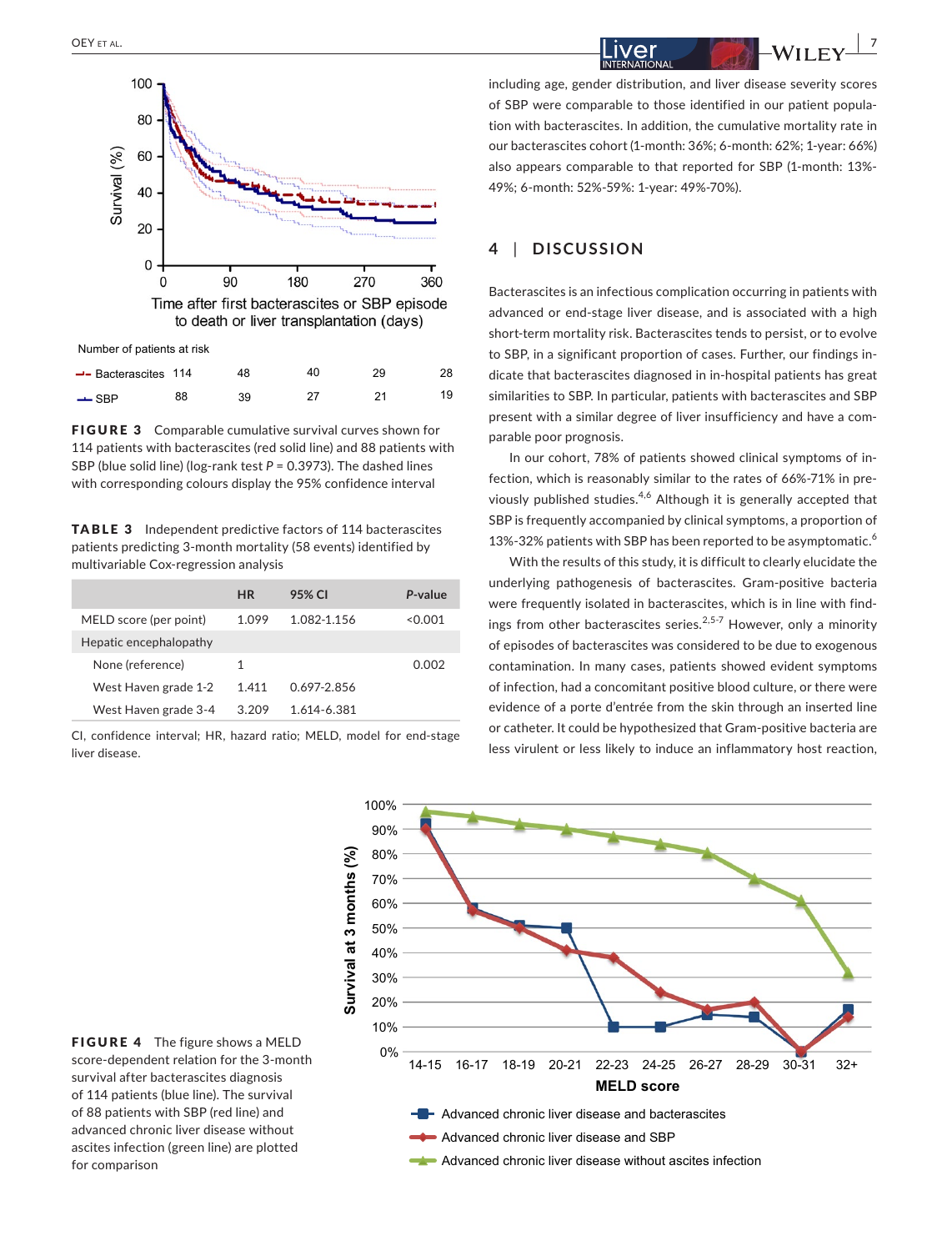Number of patients at risk

| | | | | | |
|---|---|---|---|---|---|
| Bacterascites | 114 | 48 | 40 | 29 | 28 |
| SBP | 88 | 39 | 27 | 21 | 19 |

**FIGURE 3** Comparable cumulative survival curves shown for 114 patients with bacterascites (red solid line) and 88 patients with SBP (blue solid line) (log-rank test *P* = 0.3973). The dashed lines with corresponding colours display the 95% confidence interval

**TABLE 3** Independent predictive factors of 114 bacterascites patients predicting 3-month mortality (58 events) identified by multivariable Cox-regression analysis

| | HR | 95% CI | *P*-value |
|---|---|---|---|
| MELD score (per point) | 1.099 | 1.082-1.156 | <0.001 |
| Hepatic encephalopathy | | | |
| None (reference) | 1 | | 0.002 |
| West Haven grade 1-2 | 1.411 | 0.697-2.856 | |
| West Haven grade 3-4 | 3.209 | 1.614-6.381 | |

CI, confidence interval; HR, hazard ratio; MELD, model for end-stage liver disease.

including age, gender distribution, and liver disease severity scores of SBP were comparable to those identified in our patient population with bacterascites. In addition, the cumulative mortality rate in our bacterascites cohort (1-month: 36%; 6-month: 62%; 1-year: 66%) also appears comparable to that reported for SBP (1-month: 13%-49%; 6-month: 52%-59%: 1-year: 49%-70%).

## 4 | DISCUSSION

Bacterascites is an infectious complication occurring in patients with advanced or end-stage liver disease, and is associated with a high short-term mortality risk. Bacterascites tends to persist, or to evolve to SBP, in a significant proportion of cases. Further, our findings indicate that bacterascites diagnosed in in-hospital patients has great similarities to SBP. In particular, patients with bacterascites and SBP present with a similar degree of liver insufficiency and have a comparable poor prognosis.

In our cohort, 78% of patients showed clinical symptoms of infection, which is reasonably similar to the rates of 66%-71% in previously published studies.[4,6] Although it is generally accepted that SBP is frequently accompanied by clinical symptoms, a proportion of 13%-32% patients with SBP has been reported to be asymptomatic.[6]

With the results of this study, it is difficult to clearly elucidate the underlying pathogenesis of bacterascites. Gram-positive bacteria were frequently isolated in bacterascites, which is in line with findings from other bacterascites series.[2,5-7] However, only a minority of episodes of bacterascites was considered to be due to exogenous contamination. In many cases, patients showed evident symptoms of infection, had a concomitant positive blood culture, or there were evidence of a porte d'entrée from the skin through an inserted line or catheter. It could be hypothesized that Gram-positive bacteria are less virulent or less likely to induce an inflammatory host reaction,

**FIGURE 4** The figure shows a MELD score-dependent relation for the 3-month survival after bacterascites diagnosis of 114 patients (blue line). The survival of 88 patients with SBP (red line) and advanced chronic liver disease without ascites infection (green line) are plotted for comparison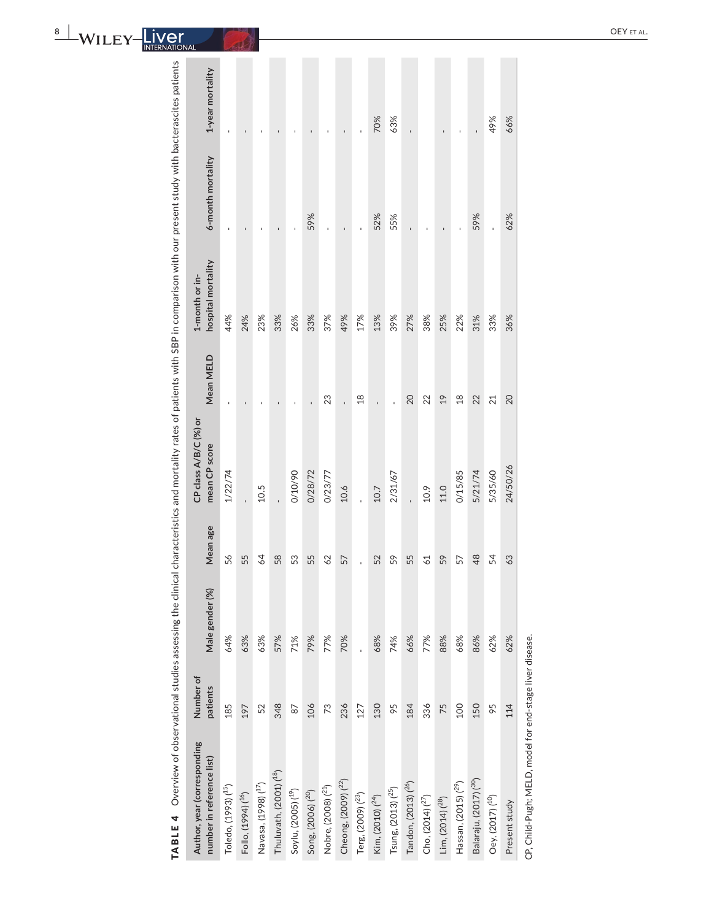**TABLE 4** Overview of observational studies assessing the clinical characteristics and mortality rates of patients with SBP in comparison with our present study with bacterascites patients

| Author, year (corresponding number in reference list) | Number of patients | Male gender (%) | Mean age | CP class A/B/C (%) or mean CP score | Mean MELD | 1-month or in-hospital mortality | 6-month mortality | 1-year mortality |
|---|---|---|---|---|---|---|---|---|
| Toledo, (1993) ([15]) | 185 | 64% | 56 | 1/22/74 | - | 44% | - | - |
| Follo, (1994) ([16]) | 197 | 63% | 55 | - | - | 24% | - | - |
| Navasa, (1998) ([17]) | 52 | 63% | 64 | 10.5 | - | 23% | - | - |
| Thuluvath, (2001) ([18]) | 348 | 57% | 58 | - | - | 33% | - | - |
| Soylu, (2005) ([19]) | 87 | 71% | 53 | 0/10/90 | - | 26% | - | - |
| Song, (2006) ([20]) | 106 | 79% | 55 | 0/28/72 | - | 33% | 59% | - |
| Nobre, (2008) ([21]) | 73 | 77% | 62 | 0/23/77 | 23 | 37% | - | - |
| Cheong, (2009) ([22]) | 236 | 70% | 57 | 10.6 | - | 49% | - | - |
| Terg, (2009) ([23]) | 127 | - | - | - | 18 | 17% | - | - |
| Kim, (2010) ([24]) | 130 | 68% | 52 | 10.7 | - | 13% | 52% | 70% |
| Tsung, (2013) ([25]) | 95 | 74% | 59 | 2/31/67 | - | 39% | 55% | 63% |
| Tandon, (2013) ([26]) | 184 | 66% | 55 | - | 20 | 27% | - | - |
| Cho, (2014) ([27]) | 336 | 77% | 61 | 10.9 | 22 | 38% | - | - |
| Lim, (2014) ([28]) | 75 | 88% | 59 | 11.0 | 19 | 25% | - | - |
| Hassan, (2015) ([29]) | 100 | 68% | 57 | 0/15/85 | 18 | 22% | - | - |
| Balaraju, (2017) ([30]) | 150 | 86% | 48 | 5/21/74 | 22 | 31% | 59% | - |
| Oey, (2017) ([10]) | 95 | 62% | 54 | 5/35/60 | 21 | 33% | - | 49% |
| Present study | 114 | 62% | 63 | 24/50/26 | 20 | 36% | 62% | 66% |

CP, Child-Pugh; MELD, model for end-stage liver disease.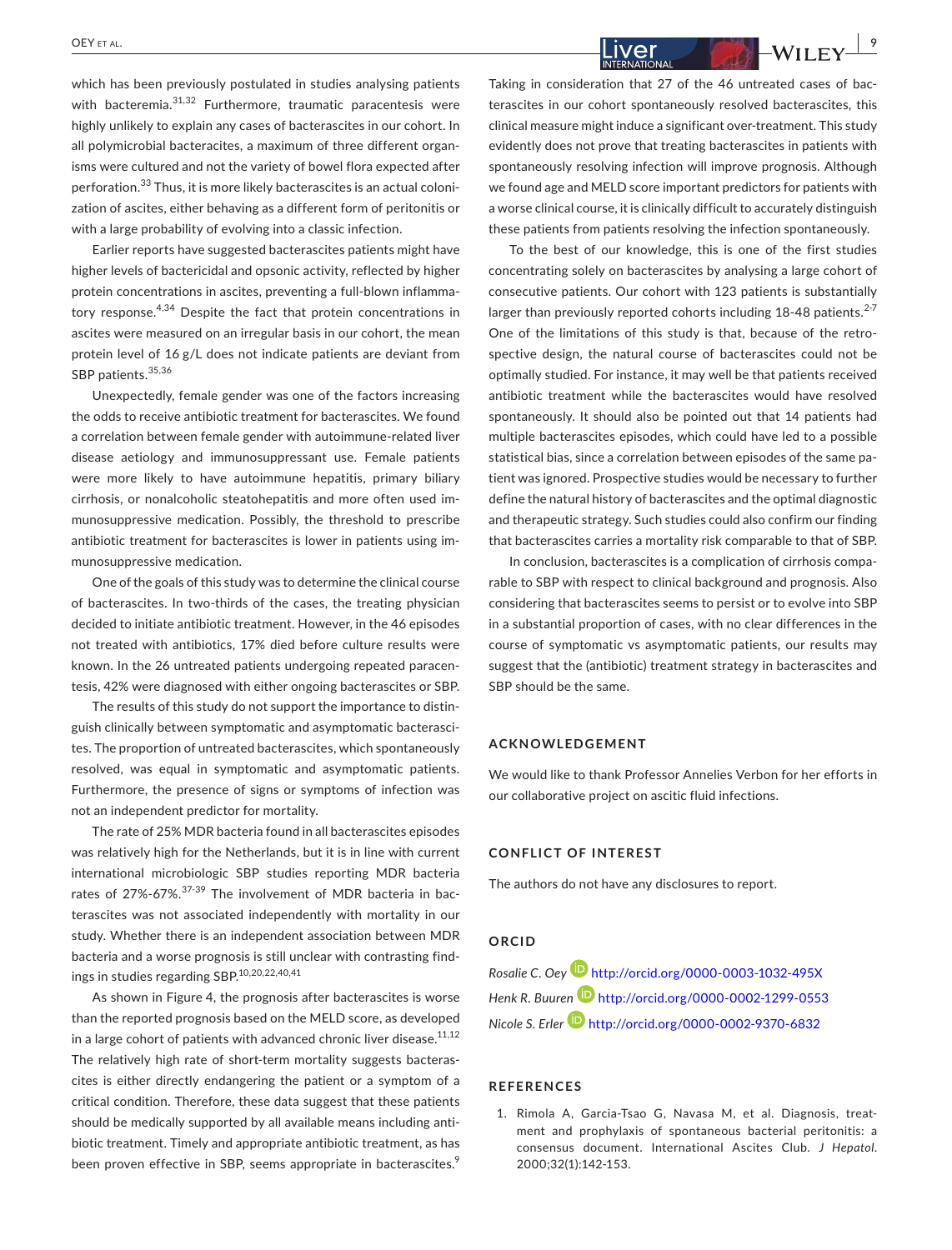which has been previously postulated in studies analysing patients with bacteremia.[31,32] Furthermore, traumatic paracentesis were highly unlikely to explain any cases of bacterascites in our cohort. In all polymicrobial bacterascites, a maximum of three different organisms were cultured and not the variety of bowel flora expected after perforation.[33] Thus, it is more likely bacterascites is an actual colonization of ascites, either behaving as a different form of peritonitis or with a large probability of evolving into a classic infection.

Earlier reports have suggested bacterascites patients might have higher levels of bactericidal and opsonic activity, reflected by higher protein concentrations in ascites, preventing a full-blown inflammatory response.[4,34] Despite the fact that protein concentrations in ascites were measured on an irregular basis in our cohort, the mean protein level of 16 g/L does not indicate patients are deviant from SBP patients.[35,36]

Unexpectedly, female gender was one of the factors increasing the odds to receive antibiotic treatment for bacterascites. We found a correlation between female gender with autoimmune-related liver disease aetiology and immunosuppressant use. Female patients were more likely to have autoimmune hepatitis, primary biliary cirrhosis, or nonalcoholic steatohepatitis and more often used immunosuppressive medication. Possibly, the threshold to prescribe antibiotic treatment for bacterascites is lower in patients using immunosuppressive medication.

One of the goals of this study was to determine the clinical course of bacterascites. In two-thirds of the cases, the treating physician decided to initiate antibiotic treatment. However, in the 46 episodes not treated with antibiotics, 17% died before culture results were known. In the 26 untreated patients undergoing repeated paracentesis, 42% were diagnosed with either ongoing bacterascites or SBP.

The results of this study do not support the importance to distinguish clinically between symptomatic and asymptomatic bacterascites. The proportion of untreated bacterascites, which spontaneously resolved, was equal in symptomatic and asymptomatic patients. Furthermore, the presence of signs or symptoms of infection was not an independent predictor for mortality.

The rate of 25% MDR bacteria found in all bacterascites episodes was relatively high for the Netherlands, but it is in line with current international microbiologic SBP studies reporting MDR bacteria rates of 27%-67%.[37-39] The involvement of MDR bacteria in bacterascites was not associated independently with mortality in our study. Whether there is an independent association between MDR bacteria and a worse prognosis is still unclear with contrasting findings in studies regarding SBP.[10,20,22,40,41]

As shown in Figure 4, the prognosis after bacterascites is worse than the reported prognosis based on the MELD score, as developed in a large cohort of patients with advanced chronic liver disease.[11,12] The relatively high rate of short-term mortality suggests bacterascites is either directly endangering the patient or a symptom of a critical condition. Therefore, these data suggest that these patients should be medically supported by all available means including antibiotic treatment. Timely and appropriate antibiotic treatment, as has been proven effective in SBP, seems appropriate in bacterascites.[9]

Taking in consideration that 27 of the 46 untreated cases of bacterascites in our cohort spontaneously resolved bacterascites, this clinical measure might induce a significant over-treatment. This study evidently does not prove that treating bacterascites in patients with spontaneously resolving infection will improve prognosis. Although we found age and MELD score important predictors for patients with a worse clinical course, it is clinically difficult to accurately distinguish these patients from patients resolving the infection spontaneously.

To the best of our knowledge, this is one of the first studies concentrating solely on bacterascites by analysing a large cohort of consecutive patients. Our cohort with 123 patients is substantially larger than previously reported cohorts including 18-48 patients.[2-7] One of the limitations of this study is that, because of the retrospective design, the natural course of bacterascites could not be optimally studied. For instance, it may well be that patients received antibiotic treatment while the bacterascites would have resolved spontaneously. It should also be pointed out that 14 patients had multiple bacterascites episodes, which could have led to a possible statistical bias, since a correlation between episodes of the same patient was ignored. Prospective studies would be necessary to further define the natural history of bacterascites and the optimal diagnostic and therapeutic strategy. Such studies could also confirm our finding that bacterascites carries a mortality risk comparable to that of SBP.

In conclusion, bacterascites is a complication of cirrhosis comparable to SBP with respect to clinical background and prognosis. Also considering that bacterascites seems to persist or to evolve into SBP in a substantial proportion of cases, with no clear differences in the course of symptomatic vs asymptomatic patients, our results may suggest that the (antibiotic) treatment strategy in bacterascites and SBP should be the same.

## ACKNOWLEDGEMENT

We would like to thank Professor Annelies Verbon for her efforts in our collaborative project on ascitic fluid infections.

## CONFLICT OF INTEREST

The authors do not have any disclosures to report.

## ORCID

*Rosalie C. Oey* http://orcid.org/0000-0003-1032-495X
*Henk R. Buuren* http://orcid.org/0000-0002-1299-0553
*Nicole S. Erler* http://orcid.org/0000-0002-9370-6832

## REFERENCES

1. Rimola A, Garcia-Tsao G, Navasa M, et al. Diagnosis, treatment and prophylaxis of spontaneous bacterial peritonitis: a consensus document. International Ascites Club. *J Hepatol*. 2000;32(1):142-153.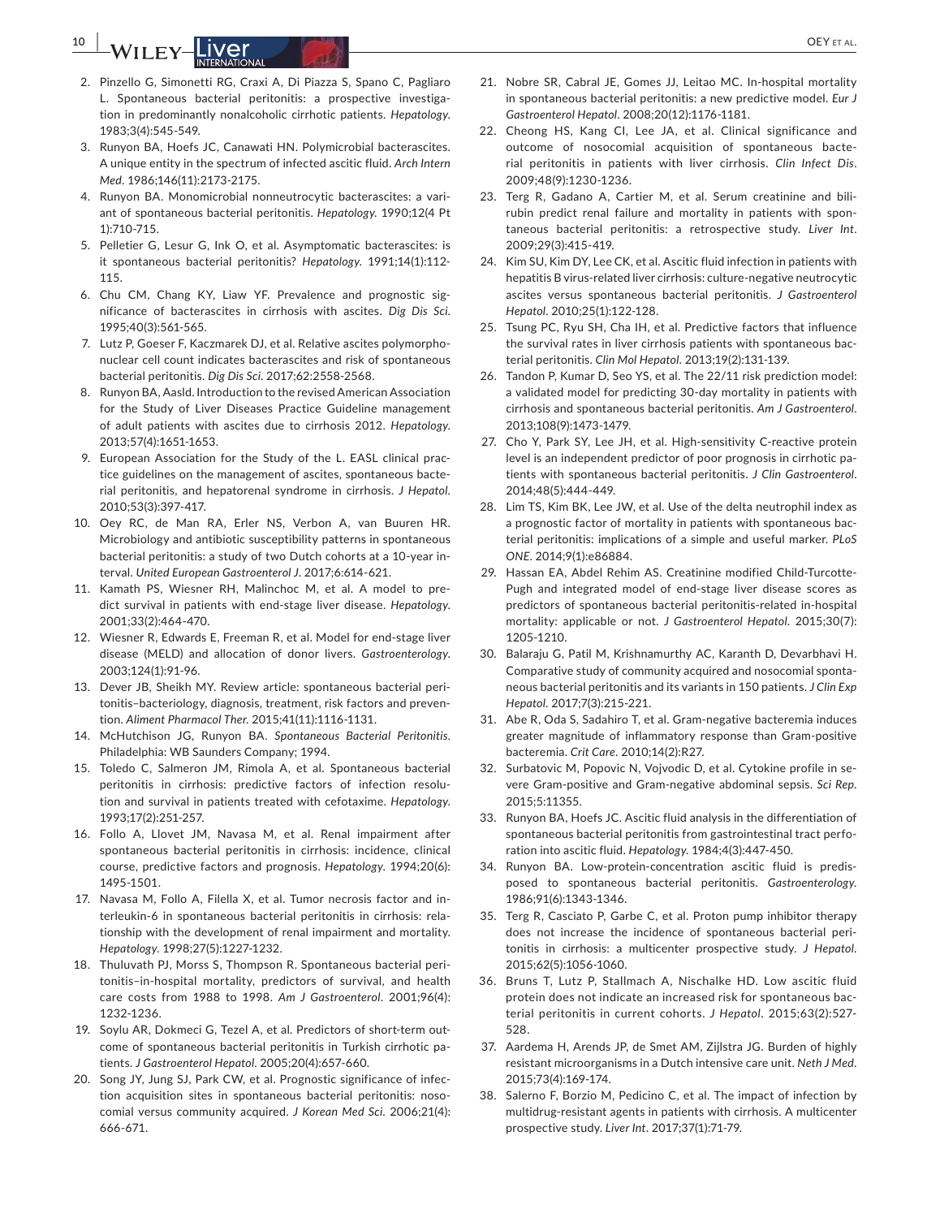2. Pinzello G, Simonetti RG, Craxi A, Di Piazza S, Spano C, Pagliaro L. Spontaneous bacterial peritonitis: a prospective investigation in predominantly nonalcoholic cirrhotic patients. *Hepatology*. 1983;3(4):545-549.
3. Runyon BA, Hoefs JC, Canawati HN. Polymicrobial bacterascites. A unique entity in the spectrum of infected ascitic fluid. *Arch Intern Med*. 1986;146(11):2173-2175.
4. Runyon BA. Monomicrobial nonneutrocytic bacterascites: a variant of spontaneous bacterial peritonitis. *Hepatology*. 1990;12(4 Pt 1):710-715.
5. Pelletier G, Lesur G, Ink O, et al. Asymptomatic bacterascites: is it spontaneous bacterial peritonitis? *Hepatology*. 1991;14(1):112-115.
6. Chu CM, Chang KY, Liaw YF. Prevalence and prognostic significance of bacterascites in cirrhosis with ascites. *Dig Dis Sci*. 1995;40(3):561-565.
7. Lutz P, Goeser F, Kaczmarek DJ, et al. Relative ascites polymorphonuclear cell count indicates bacterascites and risk of spontaneous bacterial peritonitis. *Dig Dis Sci*. 2017;62:2558-2568.
8. Runyon BA, Aasld. Introduction to the revised American Association for the Study of Liver Diseases Practice Guideline management of adult patients with ascites due to cirrhosis 2012. *Hepatology*. 2013;57(4):1651-1653.
9. European Association for the Study of the L. EASL clinical practice guidelines on the management of ascites, spontaneous bacterial peritonitis, and hepatorenal syndrome in cirrhosis. *J Hepatol*. 2010;53(3):397-417.
10. Oey RC, de Man RA, Erler NS, Verbon A, van Buuren HR. Microbiology and antibiotic susceptibility patterns in spontaneous bacterial peritonitis: a study of two Dutch cohorts at a 10-year interval. *United European Gastroenterol J*. 2017;6:614-621.
11. Kamath PS, Wiesner RH, Malinchoc M, et al. A model to predict survival in patients with end-stage liver disease. *Hepatology*. 2001;33(2):464-470.
12. Wiesner R, Edwards E, Freeman R, et al. Model for end-stage liver disease (MELD) and allocation of donor livers. *Gastroenterology*. 2003;124(1):91-96.
13. Dever JB, Sheikh MY. Review article: spontaneous bacterial peritonitis–bacteriology, diagnosis, treatment, risk factors and prevention. *Aliment Pharmacol Ther*. 2015;41(11):1116-1131.
14. McHutchison JG, Runyon BA. *Spontaneous Bacterial Peritonitis*. Philadelphia: WB Saunders Company; 1994.
15. Toledo C, Salmeron JM, Rimola A, et al. Spontaneous bacterial peritonitis in cirrhosis: predictive factors of infection resolution and survival in patients treated with cefotaxime. *Hepatology*. 1993;17(2):251-257.
16. Follo A, Llovet JM, Navasa M, et al. Renal impairment after spontaneous bacterial peritonitis in cirrhosis: incidence, clinical course, predictive factors and prognosis. *Hepatology*. 1994;20(6):1495-1501.
17. Navasa M, Follo A, Filella X, et al. Tumor necrosis factor and interleukin-6 in spontaneous bacterial peritonitis in cirrhosis: relationship with the development of renal impairment and mortality. *Hepatology*. 1998;27(5):1227-1232.
18. Thuluvath PJ, Morss S, Thompson R. Spontaneous bacterial peritonitis–in-hospital mortality, predictors of survival, and health care costs from 1988 to 1998. *Am J Gastroenterol*. 2001;96(4):1232-1236.
19. Soylu AR, Dokmeci G, Tezel A, et al. Predictors of short-term outcome of spontaneous bacterial peritonitis in Turkish cirrhotic patients. *J Gastroenterol Hepatol*. 2005;20(4):657-660.
20. Song JY, Jung SJ, Park CW, et al. Prognostic significance of infection acquisition sites in spontaneous bacterial peritonitis: nosocomial versus community acquired. *J Korean Med Sci*. 2006;21(4):666-671.
21. Nobre SR, Cabral JE, Gomes JJ, Leitao MC. In-hospital mortality in spontaneous bacterial peritonitis: a new predictive model. *Eur J Gastroenterol Hepatol*. 2008;20(12):1176-1181.
22. Cheong HS, Kang CI, Lee JA, et al. Clinical significance and outcome of nosocomial acquisition of spontaneous bacterial peritonitis in patients with liver cirrhosis. *Clin Infect Dis*. 2009;48(9):1230-1236.
23. Terg R, Gadano A, Cartier M, et al. Serum creatinine and bilirubin predict renal failure and mortality in patients with spontaneous bacterial peritonitis: a retrospective study. *Liver Int*. 2009;29(3):415-419.
24. Kim SU, Kim DY, Lee CK, et al. Ascitic fluid infection in patients with hepatitis B virus-related liver cirrhosis: culture-negative neutrocytic ascites versus spontaneous bacterial peritonitis. *J Gastroenterol Hepatol*. 2010;25(1):122-128.
25. Tsung PC, Ryu SH, Cha IH, et al. Predictive factors that influence the survival rates in liver cirrhosis patients with spontaneous bacterial peritonitis. *Clin Mol Hepatol*. 2013;19(2):131-139.
26. Tandon P, Kumar D, Seo YS, et al. The 22/11 risk prediction model: a validated model for predicting 30-day mortality in patients with cirrhosis and spontaneous bacterial peritonitis. *Am J Gastroenterol*. 2013;108(9):1473-1479.
27. Cho Y, Park SY, Lee JH, et al. High-sensitivity C-reactive protein level is an independent predictor of poor prognosis in cirrhotic patients with spontaneous bacterial peritonitis. *J Clin Gastroenterol*. 2014;48(5):444-449.
28. Lim TS, Kim BK, Lee JW, et al. Use of the delta neutrophil index as a prognostic factor of mortality in patients with spontaneous bacterial peritonitis: implications of a simple and useful marker. *PLoS ONE*. 2014;9(1):e86884.
29. Hassan EA, Abdel Rehim AS. Creatinine modified Child-Turcotte-Pugh and integrated model of end-stage liver disease scores as predictors of spontaneous bacterial peritonitis-related in-hospital mortality: applicable or not. *J Gastroenterol Hepatol*. 2015;30(7):1205-1210.
30. Balaraju G, Patil M, Krishnamurthy AC, Karanth D, Devarbhavi H. Comparative study of community acquired and nosocomial spontaneous bacterial peritonitis and its variants in 150 patients. *J Clin Exp Hepatol*. 2017;7(3):215-221.
31. Abe R, Oda S, Sadahiro T, et al. Gram-negative bacteremia induces greater magnitude of inflammatory response than Gram-positive bacteremia. *Crit Care*. 2010;14(2):R27.
32. Surbatovic M, Popovic N, Vojvodic D, et al. Cytokine profile in severe Gram-positive and Gram-negative abdominal sepsis. *Sci Rep*. 2015;5:11355.
33. Runyon BA, Hoefs JC. Ascitic fluid analysis in the differentiation of spontaneous bacterial peritonitis from gastrointestinal tract perforation into ascitic fluid. *Hepatology*. 1984;4(3):447-450.
34. Runyon BA. Low-protein-concentration ascitic fluid is predisposed to spontaneous bacterial peritonitis. *Gastroenterology*. 1986;91(6):1343-1346.
35. Terg R, Casciato P, Garbe C, et al. Proton pump inhibitor therapy does not increase the incidence of spontaneous bacterial peritonitis in cirrhosis: a multicenter prospective study. *J Hepatol*. 2015;62(5):1056-1060.
36. Bruns T, Lutz P, Stallmach A, Nischalke HD. Low ascitic fluid protein does not indicate an increased risk for spontaneous bacterial peritonitis in current cohorts. *J Hepatol*. 2015;63(2):527-528.
37. Aardema H, Arends JP, de Smet AM, Zijlstra JG. Burden of highly resistant microorganisms in a Dutch intensive care unit. *Neth J Med*. 2015;73(4):169-174.
38. Salerno F, Borzio M, Pedicino C, et al. The impact of infection by multidrug-resistant agents in patients with cirrhosis. A multicenter prospective study. *Liver Int*. 2017;37(1):71-79.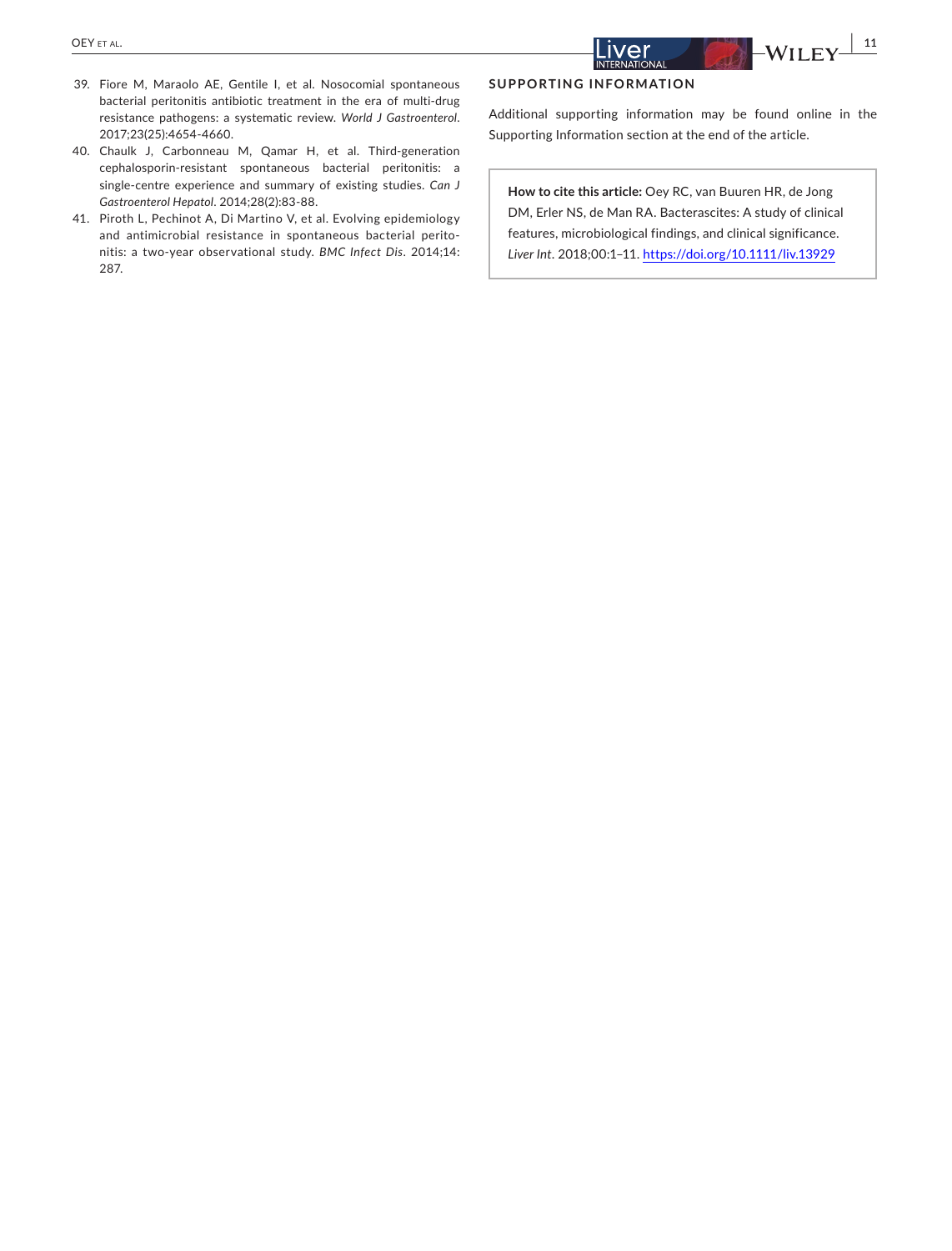39. Fiore M, Maraolo AE, Gentile I, et al. Nosocomial spontaneous bacterial peritonitis antibiotic treatment in the era of multi-drug resistance pathogens: a systematic review. *World J Gastroenterol*. 2017;23(25):4654-4660.
40. Chaulk J, Carbonneau M, Qamar H, et al. Third-generation cephalosporin-resistant spontaneous bacterial peritonitis: a single-centre experience and summary of existing studies. *Can J Gastroenterol Hepatol*. 2014;28(2):83-88.
41. Piroth L, Pechinot A, Di Martino V, et al. Evolving epidemiology and antimicrobial resistance in spontaneous bacterial peritonitis: a two-year observational study. *BMC Infect Dis*. 2014;14:287.

## SUPPORTING INFORMATION

Additional supporting information may be found online in the Supporting Information section at the end of the article.

**How to cite this article:** Oey RC, van Buuren HR, de Jong DM, Erler NS, de Man RA. Bacterascites: A study of clinical features, microbiological findings, and clinical significance. *Liver Int*. 2018;00:1–11. https://doi.org/10.1111/liv.13929